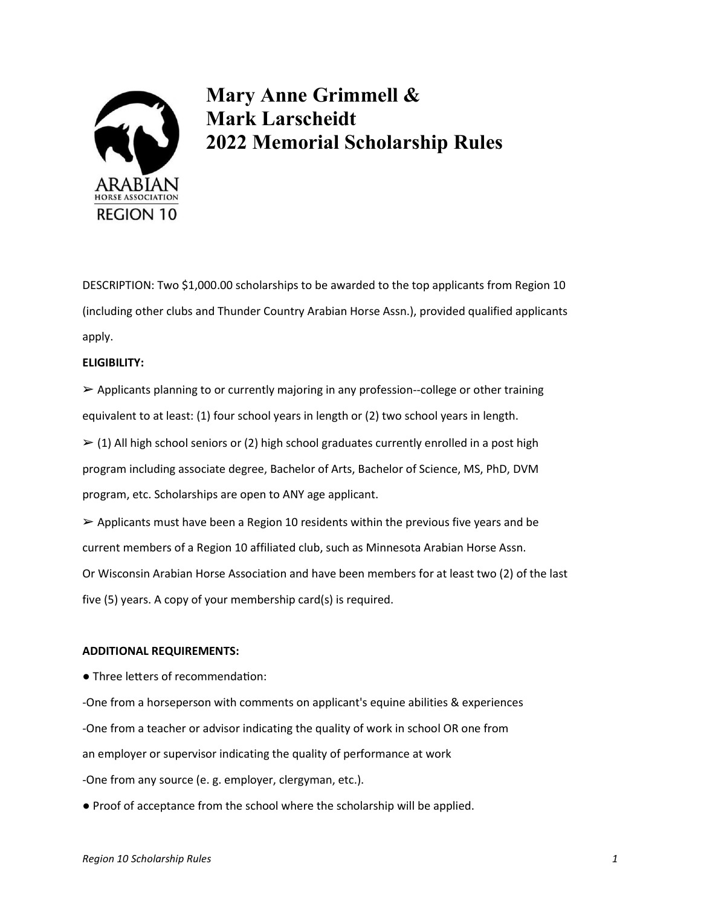# Mary Anne Grimmell & Mark Larscheidt 2022 Memorial Scholarship Rules

DESCRIPTION: Two $1,000.00 scholarships to be awarded to the top applicants from Region 10 (including other clubs and Thunder Country Arabian Horse Assn.), provided qualified applicants apply.

**ELIGIBILITY:**

➢ Applicants planning to or currently majoring in any profession--college or other training equivalent to at least: (1) four school years in length or (2) two school years in length.

➢ (1) All high school seniors or (2) high school graduates currently enrolled in a post high program including associate degree, Bachelor of Arts, Bachelor of Science, MS, PhD, DVM program, etc. Scholarships are open to ANY age applicant.

➢ Applicants must have been a Region 10 residents within the previous five years and be current members of a Region 10 affiliated club, such as Minnesota Arabian Horse Assn. Or Wisconsin Arabian Horse Association and have been members for at least two (2) of the last five (5) years. A copy of your membership card(s) is required.

**ADDITIONAL REQUIREMENTS:**

● Three letters of recommendation:

-One from a horseperson with comments on applicant's equine abilities & experiences

-One from a teacher or advisor indicating the quality of work in school OR one from an employer or supervisor indicating the quality of performance at work

-One from any source (e. g. employer, clergyman, etc.).

● Proof of acceptance from the school where the scholarship will be applied.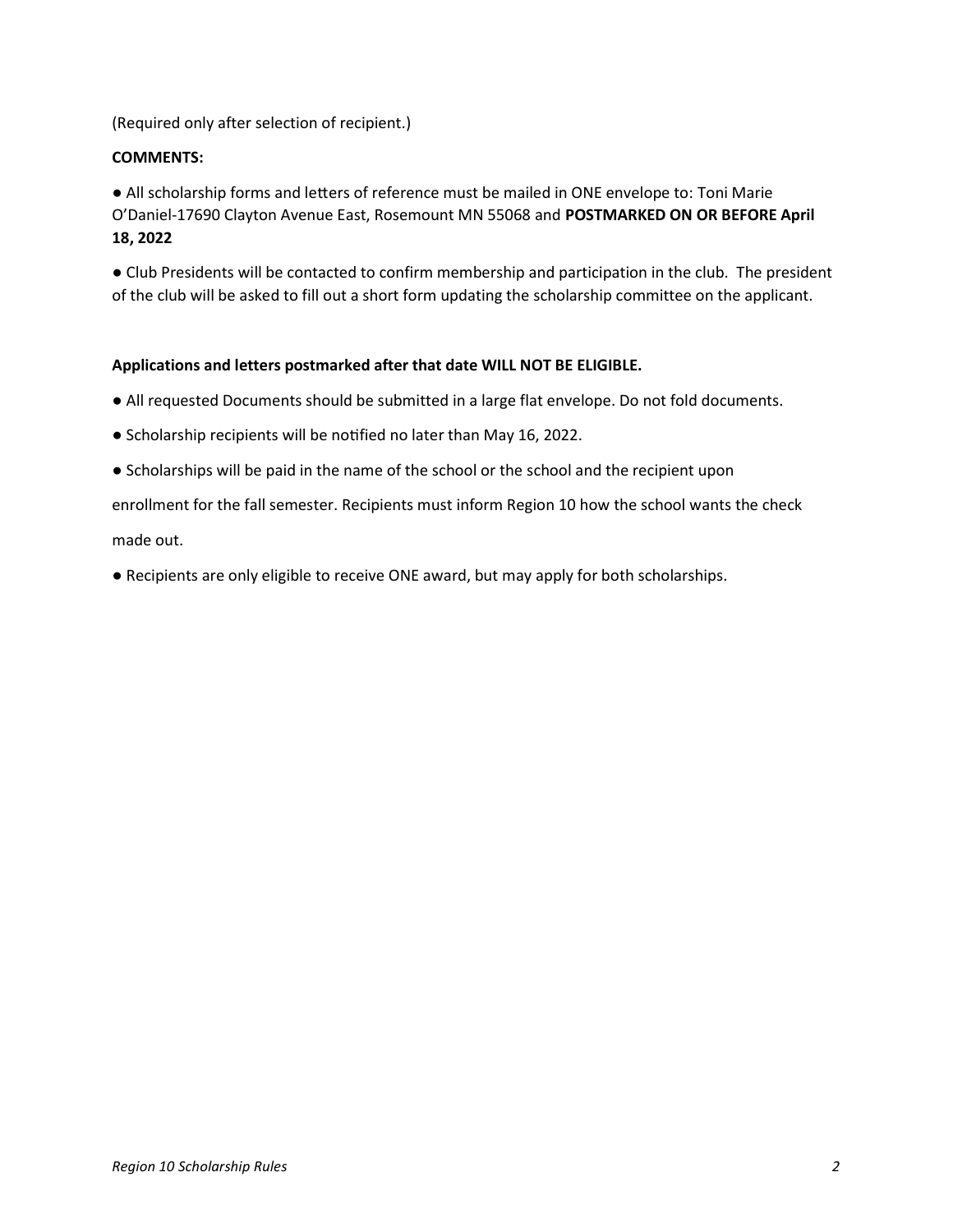(Required only after selection of recipient.)

**COMMENTS:**

● All scholarship forms and letters of reference must be mailed in ONE envelope to: Toni Marie O'Daniel-17690 Clayton Avenue East, Rosemount MN 55068 and **POSTMARKED ON OR BEFORE April 18, 2022**

● Club Presidents will be contacted to confirm membership and participation in the club. The president of the club will be asked to fill out a short form updating the scholarship committee on the applicant.

**Applications and letters postmarked after that date WILL NOT BE ELIGIBLE.**

● All requested Documents should be submitted in a large flat envelope. Do not fold documents.

● Scholarship recipients will be notified no later than May 16, 2022.

● Scholarships will be paid in the name of the school or the school and the recipient upon enrollment for the fall semester. Recipients must inform Region 10 how the school wants the check made out.

● Recipients are only eligible to receive ONE award, but may apply for both scholarships.